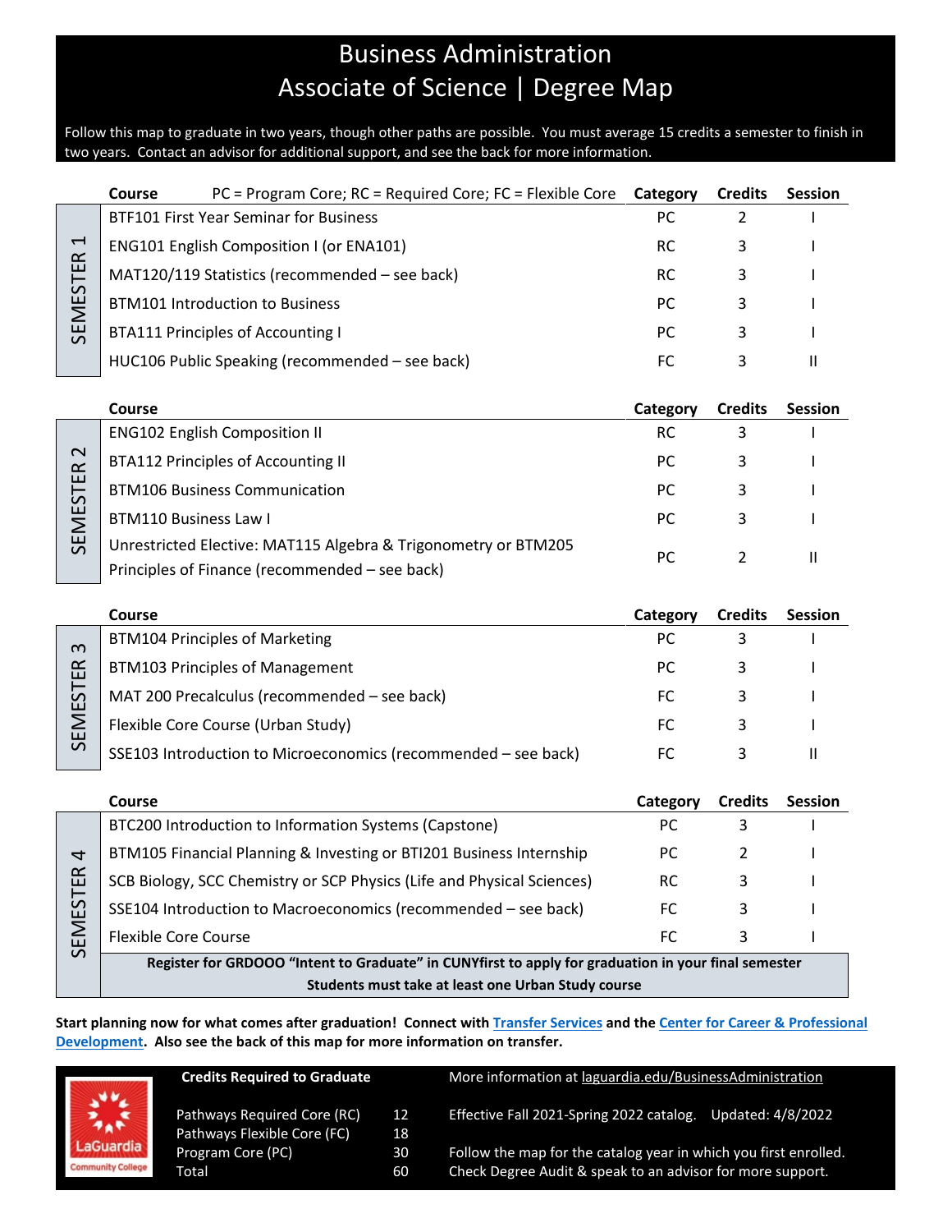# Business Administration
## Associate of Science | Degree Map

Follow this map to graduate in two years, though other paths are possible. You must average 15 credits a semester to finish in two years. Contact an advisor for additional support, and see the back for more information.

### SEMESTER 1

| Course PC = Program Core; RC = Required Core; FC = Flexible Core | Category | Credits | Session |
|---|---|---|---|
| BTF101 First Year Seminar for Business | PC | 2 | I |
| ENG101 English Composition I (or ENA101) | RC | 3 | I |
| MAT120/119 Statistics (recommended – see back) | RC | 3 | I |
| BTM101 Introduction to Business | PC | 3 | I |
| BTA111 Principles of Accounting I | PC | 3 | I |
| HUC106 Public Speaking (recommended – see back) | FC | 3 | II |

### SEMESTER 2

| Course | Category | Credits | Session |
|---|---|---|---|
| ENG102 English Composition II | RC | 3 | I |
| BTA112 Principles of Accounting II | PC | 3 | I |
| BTM106 Business Communication | PC | 3 | I |
| BTM110 Business Law I | PC | 3 | I |
| Unrestricted Elective: MAT115 Algebra & Trigonometry or BTM205 Principles of Finance (recommended – see back) | PC | 2 | II |

### SEMESTER 3

| Course | Category | Credits | Session |
|---|---|---|---|
| BTM104 Principles of Marketing | PC | 3 | I |
| BTM103 Principles of Management | PC | 3 | I |
| MAT 200 Precalculus (recommended – see back) | FC | 3 | I |
| Flexible Core Course (Urban Study) | FC | 3 | I |
| SSE103 Introduction to Microeconomics (recommended – see back) | FC | 3 | II |

### SEMESTER 4

| Course | Category | Credits | Session |
|---|---|---|---|
| BTC200 Introduction to Information Systems (Capstone) | PC | 3 | I |
| BTM105 Financial Planning & Investing or BTI201 Business Internship | PC | 2 | I |
| SCB Biology, SCC Chemistry or SCP Physics (Life and Physical Sciences) | RC | 3 | I |
| SSE104 Introduction to Macroeconomics (recommended – see back) | FC | 3 | I |
| Flexible Core Course | FC | 3 | I |

**Register for GRDOOO "Intent to Graduate" in CUNYfirst to apply for graduation in your final semester**

**Students must take at least one Urban Study course**

**Start planning now for what comes after graduation! Connect with Transfer Services and the Center for Career & Professional Development. Also see the back of this map for more information on transfer.**

**Credits Required to Graduate**

| | |
|---|---|
| Pathways Required Core (RC) | 12 |
| Pathways Flexible Core (FC) | 18 |
| Program Core (PC) | 30 |
| Total | 60 |

More information at laguardia.edu/BusinessAdministration

Effective Fall 2021-Spring 2022 catalog. Updated: 4/8/2022

Follow the map for the catalog year in which you first enrolled.
Check Degree Audit & speak to an advisor for more support.

LaGuardia Community College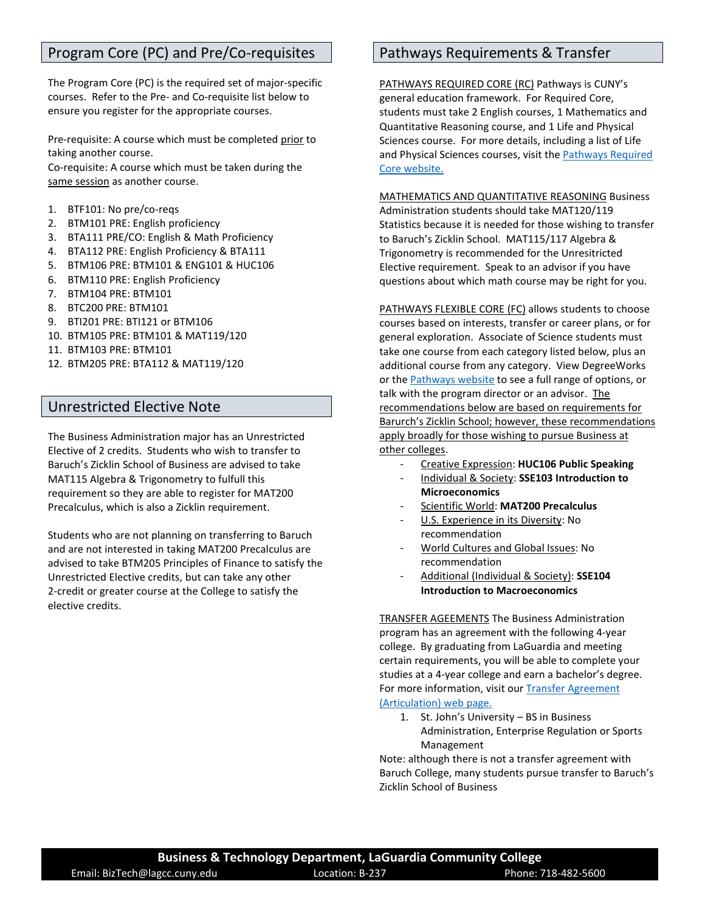## Program Core (PC) and Pre/Co-requisites

The Program Core (PC) is the required set of major-specific courses. Refer to the Pre- and Co-requisite list below to ensure you register for the appropriate courses.

Pre-requisite: A course which must be completed prior to taking another course.
Co-requisite: A course which must be taken during the same session as another course.

1. BTF101: No pre/co-reqs
2. BTM101 PRE: English proficiency
3. BTA111 PRE/CO: English & Math Proficiency
4. BTA112 PRE: English Proficiency & BTA111
5. BTM106 PRE: BTM101 & ENG101 & HUC106
6. BTM110 PRE: English Proficiency
7. BTM104 PRE: BTM101
8. BTC200 PRE: BTM101
9. BTI201 PRE: BTI121 or BTM106
10. BTM105 PRE: BTM101 & MAT119/120
11. BTM103 PRE: BTM101
12. BTM205 PRE: BTA112 & MAT119/120

## Unrestricted Elective Note

The Business Administration major has an Unrestricted Elective of 2 credits. Students who wish to transfer to Baruch's Zicklin School of Business are advised to take MAT115 Algebra & Trigonometry to fulfull this requirement so they are able to register for MAT200 Precalculus, which is also a Zicklin requirement.

Students who are not planning on transferring to Baruch and are not interested in taking MAT200 Precalculus are advised to take BTM205 Principles of Finance to satisfy the Unrestricted Elective credits, but can take any other 2-credit or greater course at the College to satisfy the elective credits.

## Pathways Requirements & Transfer

PATHWAYS REQUIRED CORE (RC) Pathways is CUNY's general education framework. For Required Core, students must take 2 English courses, 1 Mathematics and Quantitative Reasoning course, and 1 Life and Physical Sciences course. For more details, including a list of Life and Physical Sciences courses, visit the Pathways Required Core website.

MATHEMATICS AND QUANTITATIVE REASONING Business Administration students should take MAT120/119 Statistics because it is needed for those wishing to transfer to Baruch's Zicklin School. MAT115/117 Algebra & Trigonometry is recommended for the Unresitricted Elective requirement. Speak to an advisor if you have questions about which math course may be right for you.

PATHWAYS FLEXIBLE CORE (FC) allows students to choose courses based on interests, transfer or career plans, or for general exploration. Associate of Science students must take one course from each category listed below, plus an additional course from any category. View DegreeWorks or the Pathways website to see a full range of options, or talk with the program director or an advisor. The recommendations below are based on requirements for Baruch's Zicklin School; however, these recommendations apply broadly for those wishing to pursue Business at other colleges.

- Creative Expression: **HUC106 Public Speaking**
- Individual & Society: **SSE103 Introduction to Microeconomics**
- Scientific World: **MAT200 Precalculus**
- U.S. Experience in its Diversity: No recommendation
- World Cultures and Global Issues: No recommendation
- Additional (Individual & Society): **SSE104 Introduction to Macroeconomics**

TRANSFER AGEEMENTS The Business Administration program has an agreement with the following 4-year college. By graduating from LaGuardia and meeting certain requirements, you will be able to complete your studies at a 4-year college and earn a bachelor's degree. For more information, visit our Transfer Agreement (Articulation) web page.

1. St. John's University – BS in Business Administration, Enterprise Regulation or Sports Management

Note: although there is not a transfer agreement with Baruch College, many students pursue transfer to Baruch's Zicklin School of Business

**Business & Technology Department, LaGuardia Community College**
Email: BizTech@lagcc.cuny.edu Location: B-237 Phone: 718-482-5600